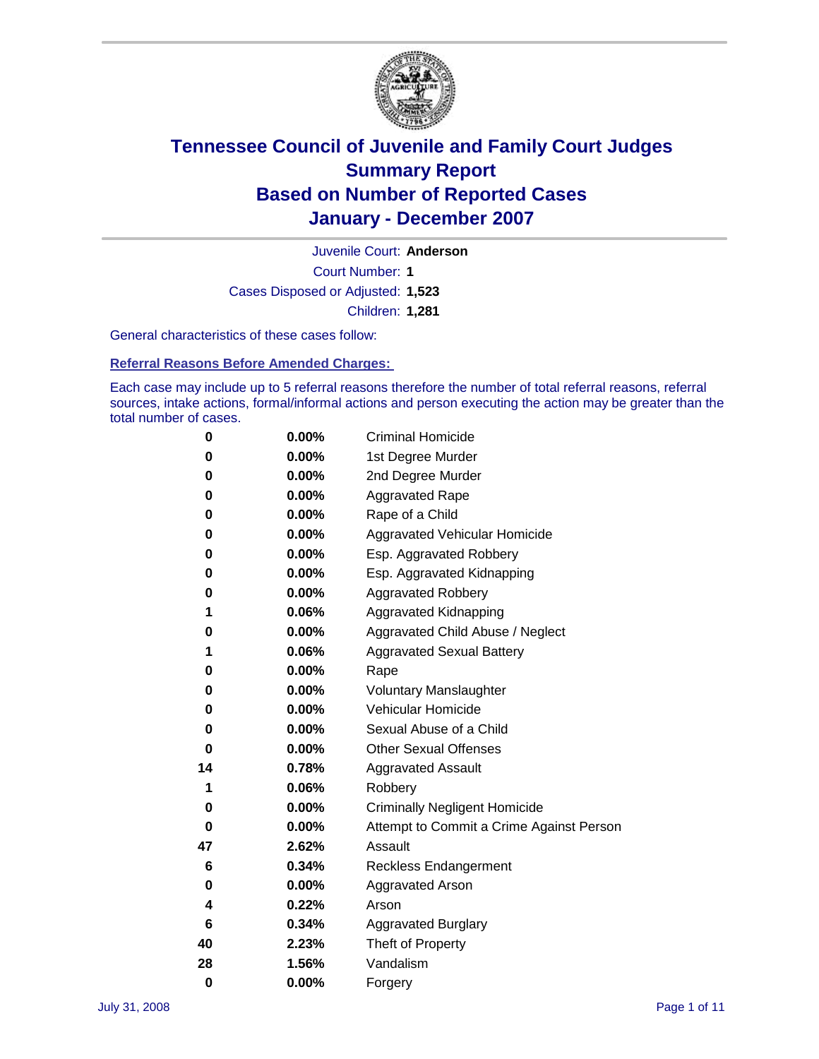# Tennessee Council of Juvenile and Family Court Judges
# Summary Report
# Based on Number of Reported Cases
# January - December 2007

Juvenile Court: **Anderson**

Court Number: **1**

Cases Disposed or Adjusted: **1,523**

Children: **1,281**

General characteristics of these cases follow:

**Referral Reasons Before Amended Charges:**

Each case may include up to 5 referral reasons therefore the number of total referral reasons, referral sources, intake actions, formal/informal actions and person executing the action may be greater than the total number of cases.

| Count | Percent | Referral Reason |
|---|---|---|
| 0 | 0.00% | Criminal Homicide |
| 0 | 0.00% | 1st Degree Murder |
| 0 | 0.00% | 2nd Degree Murder |
| 0 | 0.00% | Aggravated Rape |
| 0 | 0.00% | Rape of a Child |
| 0 | 0.00% | Aggravated Vehicular Homicide |
| 0 | 0.00% | Esp. Aggravated Robbery |
| 0 | 0.00% | Esp. Aggravated Kidnapping |
| 0 | 0.00% | Aggravated Robbery |
| 1 | 0.06% | Aggravated Kidnapping |
| 0 | 0.00% | Aggravated Child Abuse / Neglect |
| 1 | 0.06% | Aggravated Sexual Battery |
| 0 | 0.00% | Rape |
| 0 | 0.00% | Voluntary Manslaughter |
| 0 | 0.00% | Vehicular Homicide |
| 0 | 0.00% | Sexual Abuse of a Child |
| 0 | 0.00% | Other Sexual Offenses |
| 14 | 0.78% | Aggravated Assault |
| 1 | 0.06% | Robbery |
| 0 | 0.00% | Criminally Negligent Homicide |
| 0 | 0.00% | Attempt to Commit a Crime Against Person |
| 47 | 2.62% | Assault |
| 6 | 0.34% | Reckless Endangerment |
| 0 | 0.00% | Aggravated Arson |
| 4 | 0.22% | Arson |
| 6 | 0.34% | Aggravated Burglary |
| 40 | 2.23% | Theft of Property |
| 28 | 1.56% | Vandalism |
| 0 | 0.00% | Forgery |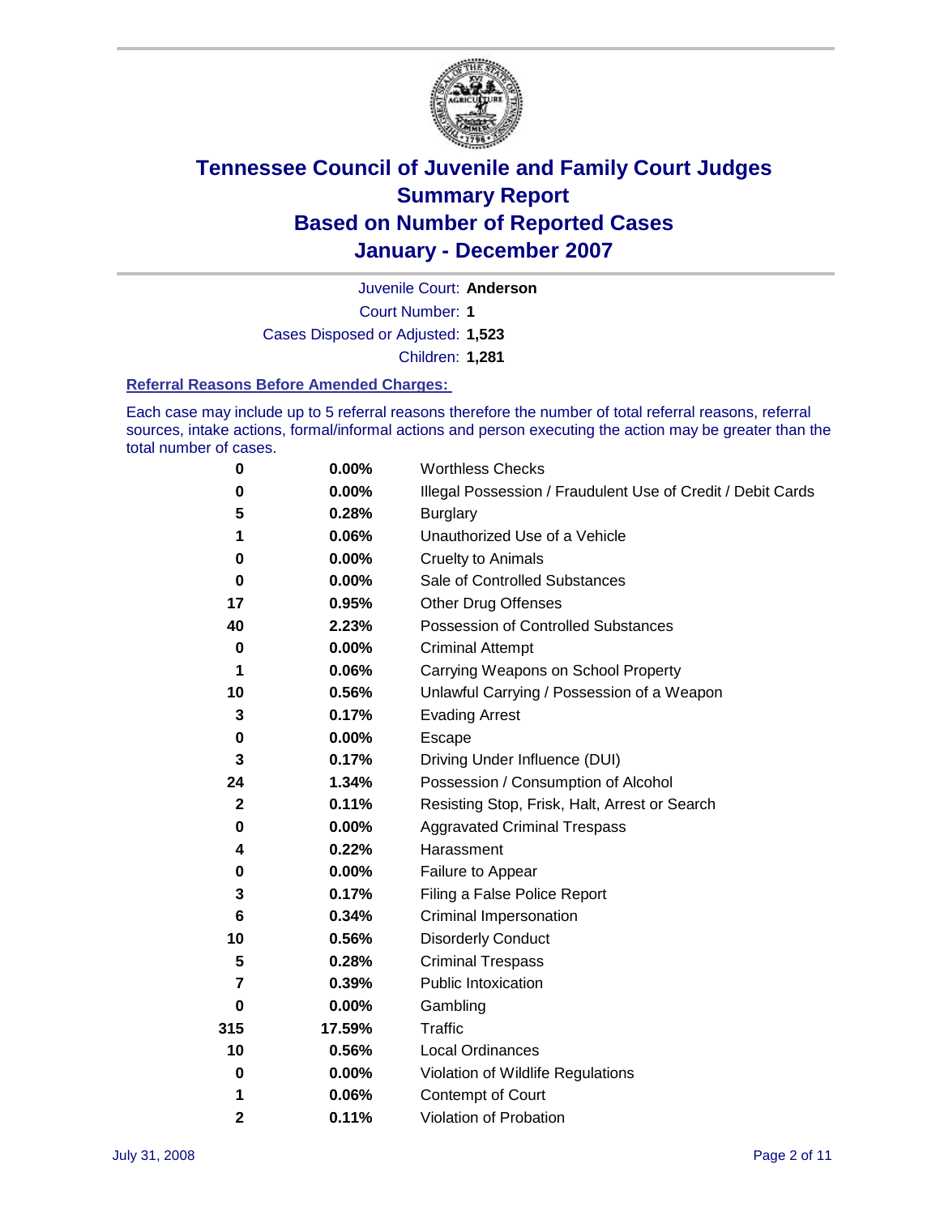# Tennessee Council of Juvenile and Family Court Judges
## Summary Report
## Based on Number of Reported Cases
## January - December 2007

Juvenile Court: **Anderson**

Court Number: **1**

Cases Disposed or Adjusted: **1,523**

Children: **1,281**

### Referral Reasons Before Amended Charges:

Each case may include up to 5 referral reasons therefore the number of total referral reasons, referral sources, intake actions, formal/informal actions and person executing the action may be greater than the total number of cases.

| | | |
|---|---|---|
| 0 | 0.00% | Worthless Checks |
| 0 | 0.00% | Illegal Possession / Fraudulent Use of Credit / Debit Cards |
| 5 | 0.28% | Burglary |
| 1 | 0.06% | Unauthorized Use of a Vehicle |
| 0 | 0.00% | Cruelty to Animals |
| 0 | 0.00% | Sale of Controlled Substances |
| 17 | 0.95% | Other Drug Offenses |
| 40 | 2.23% | Possession of Controlled Substances |
| 0 | 0.00% | Criminal Attempt |
| 1 | 0.06% | Carrying Weapons on School Property |
| 10 | 0.56% | Unlawful Carrying / Possession of a Weapon |
| 3 | 0.17% | Evading Arrest |
| 0 | 0.00% | Escape |
| 3 | 0.17% | Driving Under Influence (DUI) |
| 24 | 1.34% | Possession / Consumption of Alcohol |
| 2 | 0.11% | Resisting Stop, Frisk, Halt, Arrest or Search |
| 0 | 0.00% | Aggravated Criminal Trespass |
| 4 | 0.22% | Harassment |
| 0 | 0.00% | Failure to Appear |
| 3 | 0.17% | Filing a False Police Report |
| 6 | 0.34% | Criminal Impersonation |
| 10 | 0.56% | Disorderly Conduct |
| 5 | 0.28% | Criminal Trespass |
| 7 | 0.39% | Public Intoxication |
| 0 | 0.00% | Gambling |
| 315 | 17.59% | Traffic |
| 10 | 0.56% | Local Ordinances |
| 0 | 0.00% | Violation of Wildlife Regulations |
| 1 | 0.06% | Contempt of Court |
| 2 | 0.11% | Violation of Probation |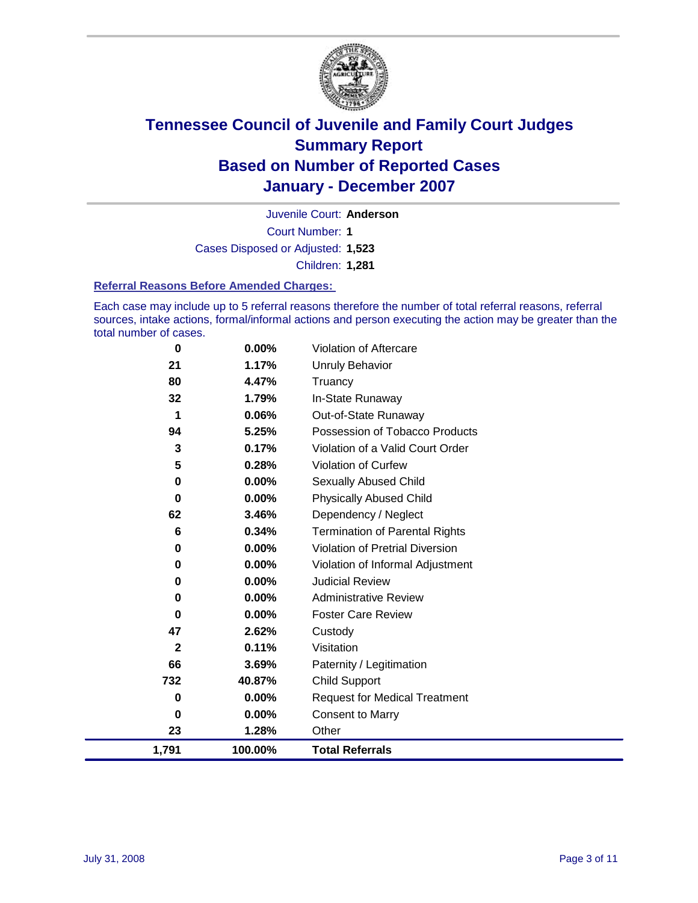# Tennessee Council of Juvenile and Family Court Judges
## Summary Report
## Based on Number of Reported Cases
## January - December 2007

Juvenile Court: **Anderson**

Court Number: **1**

Cases Disposed or Adjusted: **1,523**

Children: **1,281**

### Referral Reasons Before Amended Charges:

Each case may include up to 5 referral reasons therefore the number of total referral reasons, referral sources, intake actions, formal/informal actions and person executing the action may be greater than the total number of cases.

| | | |
|---|---|---|
| 0 | 0.00% | Violation of Aftercare |
| 21 | 1.17% | Unruly Behavior |
| 80 | 4.47% | Truancy |
| 32 | 1.79% | In-State Runaway |
| 1 | 0.06% | Out-of-State Runaway |
| 94 | 5.25% | Possession of Tobacco Products |
| 3 | 0.17% | Violation of a Valid Court Order |
| 5 | 0.28% | Violation of Curfew |
| 0 | 0.00% | Sexually Abused Child |
| 0 | 0.00% | Physically Abused Child |
| 62 | 3.46% | Dependency / Neglect |
| 6 | 0.34% | Termination of Parental Rights |
| 0 | 0.00% | Violation of Pretrial Diversion |
| 0 | 0.00% | Violation of Informal Adjustment |
| 0 | 0.00% | Judicial Review |
| 0 | 0.00% | Administrative Review |
| 0 | 0.00% | Foster Care Review |
| 47 | 2.62% | Custody |
| 2 | 0.11% | Visitation |
| 66 | 3.69% | Paternity / Legitimation |
| 732 | 40.87% | Child Support |
| 0 | 0.00% | Request for Medical Treatment |
| 0 | 0.00% | Consent to Marry |
| 23 | 1.28% | Other |
| **1,791** | **100.00%** | **Total Referrals** |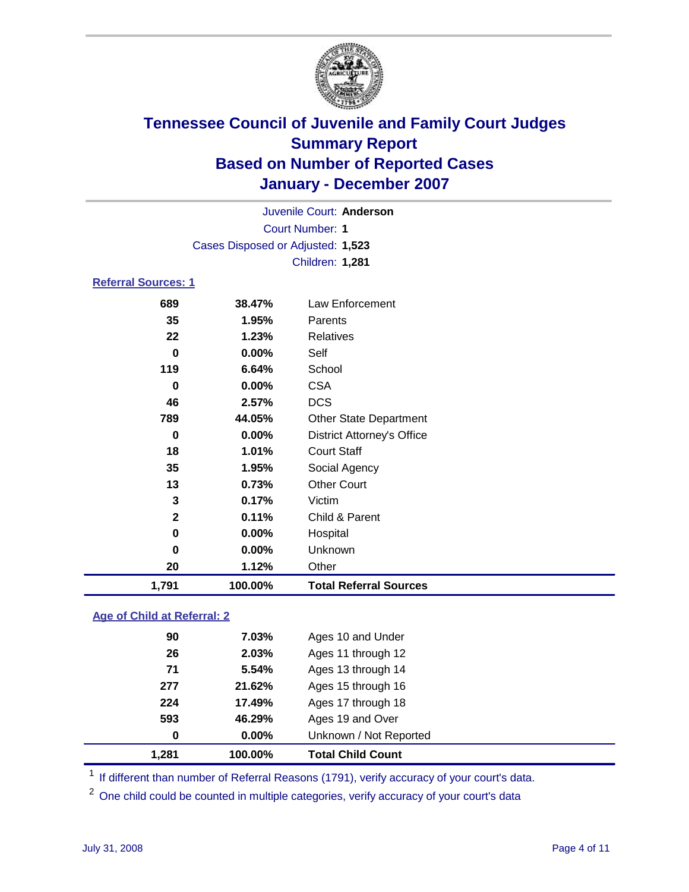# Tennessee Council of Juvenile and Family Court Judges
## Summary Report
## Based on Number of Reported Cases
## January - December 2007

Juvenile Court: **Anderson**

Court Number: **1**

Cases Disposed or Adjusted: **1,523**

Children: **1,281**

### Referral Sources: 1

| | | |
|---|---|---|
| 689 | 38.47% | Law Enforcement |
| 35 | 1.95% | Parents |
| 22 | 1.23% | Relatives |
| 0 | 0.00% | Self |
| 119 | 6.64% | School |
| 0 | 0.00% | CSA |
| 46 | 2.57% | DCS |
| 789 | 44.05% | Other State Department |
| 0 | 0.00% | District Attorney's Office |
| 18 | 1.01% | Court Staff |
| 35 | 1.95% | Social Agency |
| 13 | 0.73% | Other Court |
| 3 | 0.17% | Victim |
| 2 | 0.11% | Child & Parent |
| 0 | 0.00% | Hospital |
| 0 | 0.00% | Unknown |
| 20 | 1.12% | Other |
| **1,791** | **100.00%** | **Total Referral Sources** |

### Age of Child at Referral: 2

| | | |
|---|---|---|
| 90 | 7.03% | Ages 10 and Under |
| 26 | 2.03% | Ages 11 through 12 |
| 71 | 5.54% | Ages 13 through 14 |
| 277 | 21.62% | Ages 15 through 16 |
| 224 | 17.49% | Ages 17 through 18 |
| 593 | 46.29% | Ages 19 and Over |
| 0 | 0.00% | Unknown / Not Reported |
| **1,281** | **100.00%** | **Total Child Count** |

[1] If different than number of Referral Reasons (1791), verify accuracy of your court's data.

[2] One child could be counted in multiple categories, verify accuracy of your court's data

July 31, 2008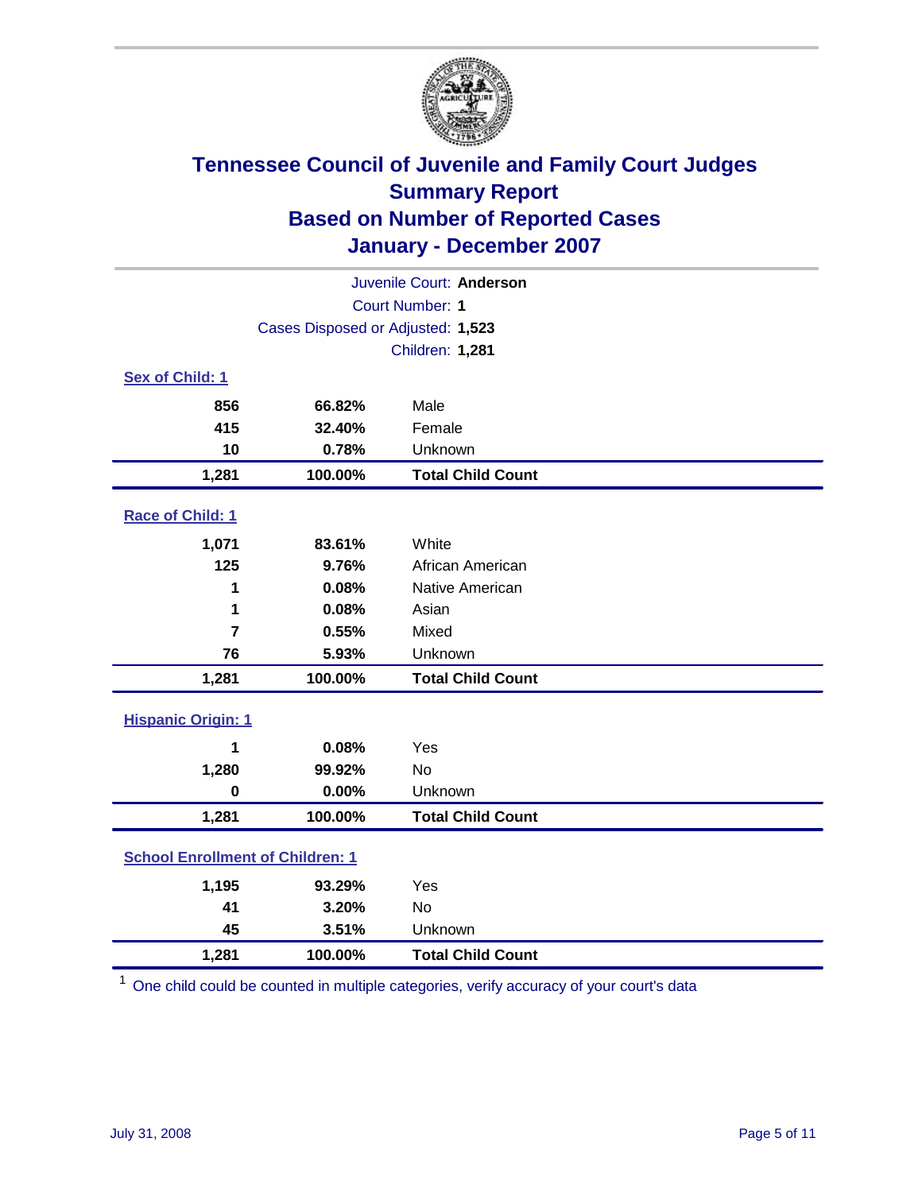# Tennessee Council of Juvenile and Family Court Judges
## Summary Report
## Based on Number of Reported Cases
## January - December 2007

Juvenile Court: **Anderson**
Court Number: **1**
Cases Disposed or Adjusted: **1,523**
Children: **1,281**

### Sex of Child: 1

| Count | Percent | Category |
|---|---|---|
| 856 | 66.82% | Male |
| 415 | 32.40% | Female |
| 10 | 0.78% | Unknown |
| **1,281** | **100.00%** | **Total Child Count** |

### Race of Child: 1

| Count | Percent | Category |
|---|---|---|
| 1,071 | 83.61% | White |
| 125 | 9.76% | African American |
| 1 | 0.08% | Native American |
| 1 | 0.08% | Asian |
| 7 | 0.55% | Mixed |
| 76 | 5.93% | Unknown |
| **1,281** | **100.00%** | **Total Child Count** |

### Hispanic Origin: 1

| Count | Percent | Category |
|---|---|---|
| 1 | 0.08% | Yes |
| 1,280 | 99.92% | No |
| 0 | 0.00% | Unknown |
| **1,281** | **100.00%** | **Total Child Count** |

### School Enrollment of Children: 1

| Count | Percent | Category |
|---|---|---|
| 1,195 | 93.29% | Yes |
| 41 | 3.20% | No |
| 45 | 3.51% | Unknown |
| **1,281** | **100.00%** | **Total Child Count** |

[1] One child could be counted in multiple categories, verify accuracy of your court's data

July 31, 2008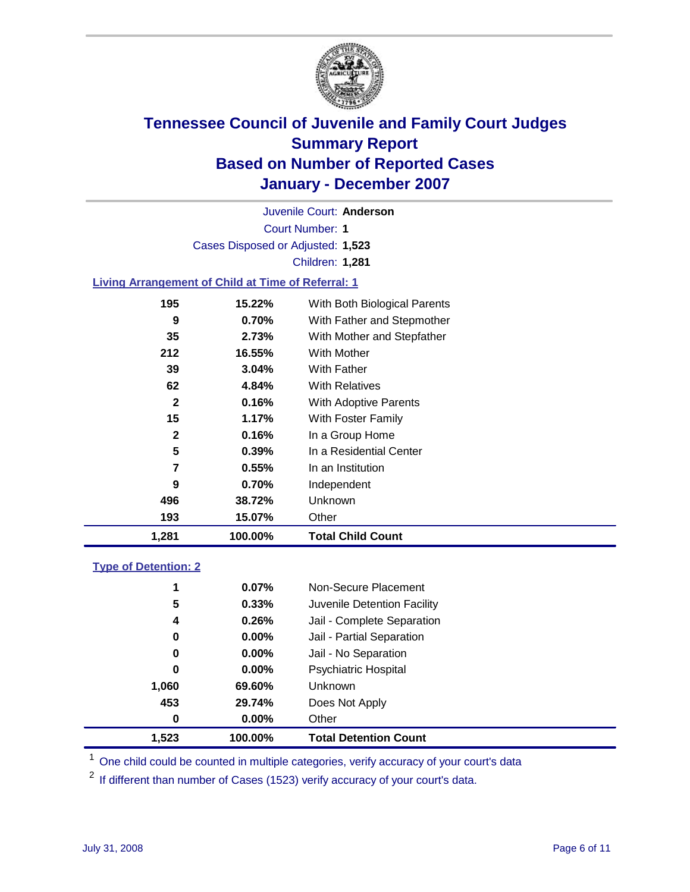# Tennessee Council of Juvenile and Family Court Judges
## Summary Report
## Based on Number of Reported Cases
## January - December 2007

Juvenile Court: **Anderson**

Court Number: **1**

Cases Disposed or Adjusted: **1,523**

Children: **1,281**

### Living Arrangement of Child at Time of Referral: 1

| | | |
|---|---|---|
| 195 | 15.22% | With Both Biological Parents |
| 9 | 0.70% | With Father and Stepmother |
| 35 | 2.73% | With Mother and Stepfather |
| 212 | 16.55% | With Mother |
| 39 | 3.04% | With Father |
| 62 | 4.84% | With Relatives |
| 2 | 0.16% | With Adoptive Parents |
| 15 | 1.17% | With Foster Family |
| 2 | 0.16% | In a Group Home |
| 5 | 0.39% | In a Residential Center |
| 7 | 0.55% | In an Institution |
| 9 | 0.70% | Independent |
| 496 | 38.72% | Unknown |
| 193 | 15.07% | Other |
| **1,281** | **100.00%** | **Total Child Count** |

### Type of Detention: 2

| | | |
|---|---|---|
| 1 | 0.07% | Non-Secure Placement |
| 5 | 0.33% | Juvenile Detention Facility |
| 4 | 0.26% | Jail - Complete Separation |
| 0 | 0.00% | Jail - Partial Separation |
| 0 | 0.00% | Jail - No Separation |
| 0 | 0.00% | Psychiatric Hospital |
| 1,060 | 69.60% | Unknown |
| 453 | 29.74% | Does Not Apply |
| 0 | 0.00% | Other |
| **1,523** | **100.00%** | **Total Detention Count** |

[1] One child could be counted in multiple categories, verify accuracy of your court's data

[2] If different than number of Cases (1523) verify accuracy of your court's data.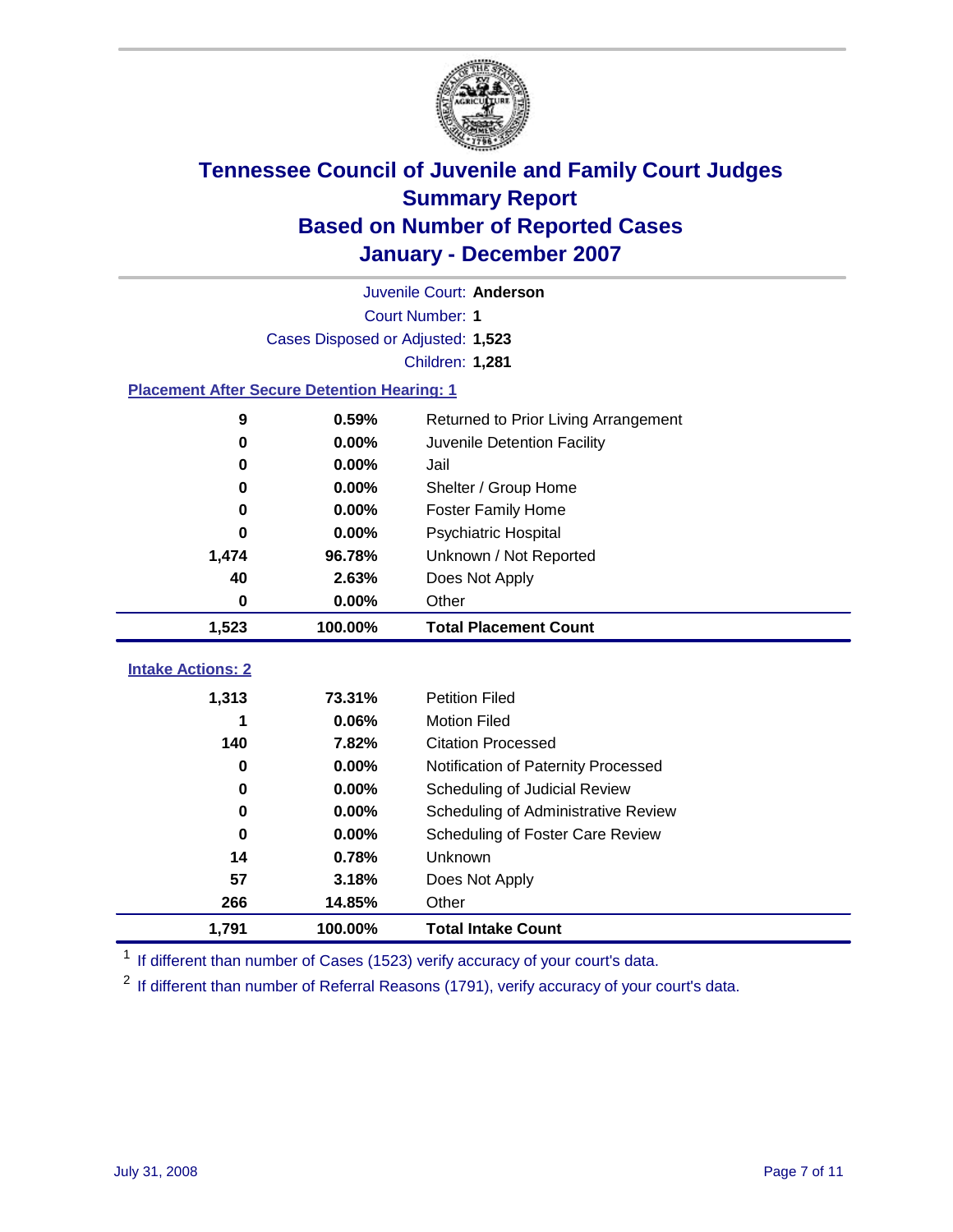# Tennessee Council of Juvenile and Family Court Judges
## Summary Report
## Based on Number of Reported Cases
## January - December 2007

Juvenile Court: **Anderson**

Court Number: **1**

Cases Disposed or Adjusted: **1,523**

Children: **1,281**

### Placement After Secure Detention Hearing: 1

| | | |
|---|---|---|
| 9 | 0.59% | Returned to Prior Living Arrangement |
| 0 | 0.00% | Juvenile Detention Facility |
| 0 | 0.00% | Jail |
| 0 | 0.00% | Shelter / Group Home |
| 0 | 0.00% | Foster Family Home |
| 0 | 0.00% | Psychiatric Hospital |
| 1,474 | 96.78% | Unknown / Not Reported |
| 40 | 2.63% | Does Not Apply |
| 0 | 0.00% | Other |
| **1,523** | **100.00%** | **Total Placement Count** |

### Intake Actions: 2

| | | |
|---|---|---|
| 1,313 | 73.31% | Petition Filed |
| 1 | 0.06% | Motion Filed |
| 140 | 7.82% | Citation Processed |
| 0 | 0.00% | Notification of Paternity Processed |
| 0 | 0.00% | Scheduling of Judicial Review |
| 0 | 0.00% | Scheduling of Administrative Review |
| 0 | 0.00% | Scheduling of Foster Care Review |
| 14 | 0.78% | Unknown |
| 57 | 3.18% | Does Not Apply |
| 266 | 14.85% | Other |
| **1,791** | **100.00%** | **Total Intake Count** |

[1] If different than number of Cases (1523) verify accuracy of your court's data.

[2] If different than number of Referral Reasons (1791), verify accuracy of your court's data.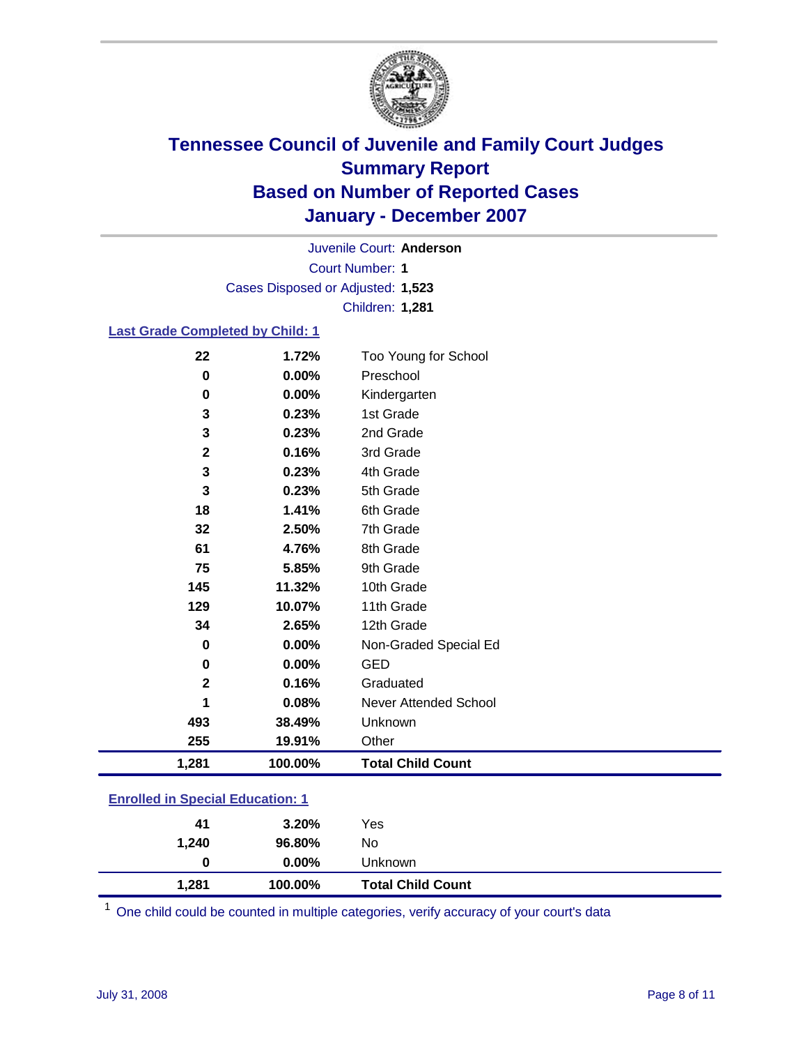# Tennessee Council of Juvenile and Family Court Judges
## Summary Report
## Based on Number of Reported Cases
## January - December 2007

Juvenile Court: **Anderson**

Court Number: **1**

Cases Disposed or Adjusted: **1,523**

Children: **1,281**

### Last Grade Completed by Child: 1

| Count | Percent | Category |
|---|---|---|
| 22 | 1.72% | Too Young for School |
| 0 | 0.00% | Preschool |
| 0 | 0.00% | Kindergarten |
| 3 | 0.23% | 1st Grade |
| 3 | 0.23% | 2nd Grade |
| 2 | 0.16% | 3rd Grade |
| 3 | 0.23% | 4th Grade |
| 3 | 0.23% | 5th Grade |
| 18 | 1.41% | 6th Grade |
| 32 | 2.50% | 7th Grade |
| 61 | 4.76% | 8th Grade |
| 75 | 5.85% | 9th Grade |
| 145 | 11.32% | 10th Grade |
| 129 | 10.07% | 11th Grade |
| 34 | 2.65% | 12th Grade |
| 0 | 0.00% | Non-Graded Special Ed |
| 0 | 0.00% | GED |
| 2 | 0.16% | Graduated |
| 1 | 0.08% | Never Attended School |
| 493 | 38.49% | Unknown |
| 255 | 19.91% | Other |
| **1,281** | **100.00%** | **Total Child Count** |

### Enrolled in Special Education: 1

| Count | Percent | Category |
|---|---|---|
| 41 | 3.20% | Yes |
| 1,240 | 96.80% | No |
| 0 | 0.00% | Unknown |
| **1,281** | **100.00%** | **Total Child Count** |

[1] One child could be counted in multiple categories, verify accuracy of your court's data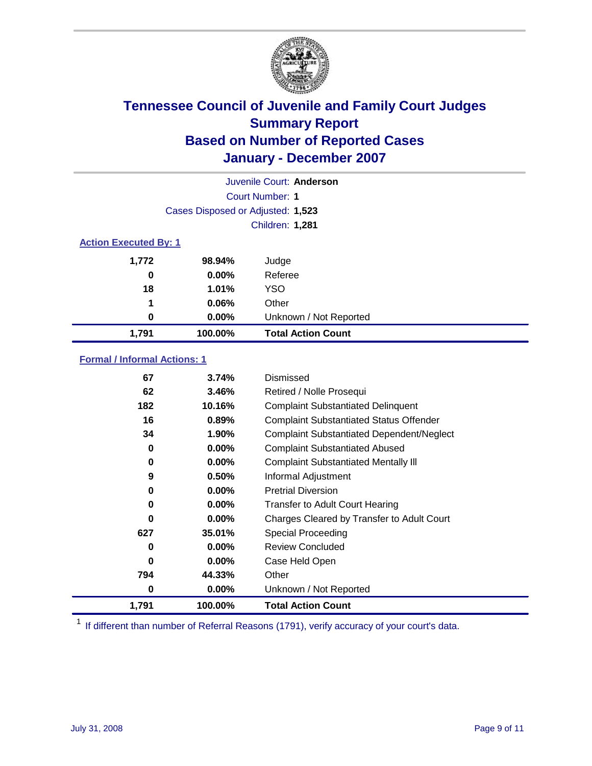# Tennessee Council of Juvenile and Family Court Judges
## Summary Report
## Based on Number of Reported Cases
## January - December 2007

Juvenile Court: **Anderson**
Court Number: **1**
Cases Disposed or Adjusted: **1,523**
Children: **1,281**

### Action Executed By: 1

| Count | Percent | Action |
|---|---|---|
| 1,772 | 98.94% | Judge |
| 0 | 0.00% | Referee |
| 18 | 1.01% | YSO |
| 1 | 0.06% | Other |
| 0 | 0.00% | Unknown / Not Reported |
| **1,791** | **100.00%** | **Total Action Count** |

### Formal / Informal Actions: 1

| Count | Percent | Action |
|---|---|---|
| 67 | 3.74% | Dismissed |
| 62 | 3.46% | Retired / Nolle Prosequi |
| 182 | 10.16% | Complaint Substantiated Delinquent |
| 16 | 0.89% | Complaint Substantiated Status Offender |
| 34 | 1.90% | Complaint Substantiated Dependent/Neglect |
| 0 | 0.00% | Complaint Substantiated Abused |
| 0 | 0.00% | Complaint Substantiated Mentally Ill |
| 9 | 0.50% | Informal Adjustment |
| 0 | 0.00% | Pretrial Diversion |
| 0 | 0.00% | Transfer to Adult Court Hearing |
| 0 | 0.00% | Charges Cleared by Transfer to Adult Court |
| 627 | 35.01% | Special Proceeding |
| 0 | 0.00% | Review Concluded |
| 0 | 0.00% | Case Held Open |
| 794 | 44.33% | Other |
| 0 | 0.00% | Unknown / Not Reported |
| **1,791** | **100.00%** | **Total Action Count** |

[1] If different than number of Referral Reasons (1791), verify accuracy of your court's data.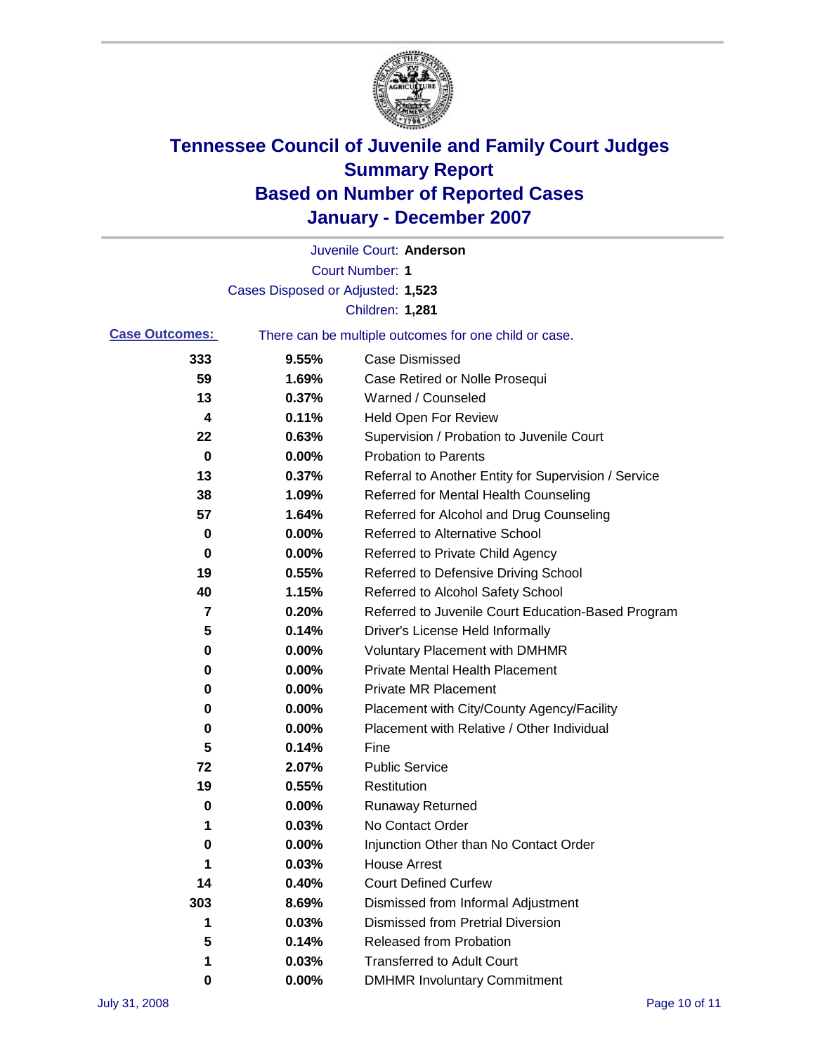# Tennessee Council of Juvenile and Family Court Judges
## Summary Report
## Based on Number of Reported Cases
## January - December 2007

Juvenile Court: **Anderson**

Court Number: **1**

Cases Disposed or Adjusted: **1,523**

Children: **1,281**

**Case Outcomes:** There can be multiple outcomes for one child or case.

| Count | Percent | Outcome |
|---|---|---|
| 333 | 9.55% | Case Dismissed |
| 59 | 1.69% | Case Retired or Nolle Prosequi |
| 13 | 0.37% | Warned / Counseled |
| 4 | 0.11% | Held Open For Review |
| 22 | 0.63% | Supervision / Probation to Juvenile Court |
| 0 | 0.00% | Probation to Parents |
| 13 | 0.37% | Referral to Another Entity for Supervision / Service |
| 38 | 1.09% | Referred for Mental Health Counseling |
| 57 | 1.64% | Referred for Alcohol and Drug Counseling |
| 0 | 0.00% | Referred to Alternative School |
| 0 | 0.00% | Referred to Private Child Agency |
| 19 | 0.55% | Referred to Defensive Driving School |
| 40 | 1.15% | Referred to Alcohol Safety School |
| 7 | 0.20% | Referred to Juvenile Court Education-Based Program |
| 5 | 0.14% | Driver's License Held Informally |
| 0 | 0.00% | Voluntary Placement with DMHMR |
| 0 | 0.00% | Private Mental Health Placement |
| 0 | 0.00% | Private MR Placement |
| 0 | 0.00% | Placement with City/County Agency/Facility |
| 0 | 0.00% | Placement with Relative / Other Individual |
| 5 | 0.14% | Fine |
| 72 | 2.07% | Public Service |
| 19 | 0.55% | Restitution |
| 0 | 0.00% | Runaway Returned |
| 1 | 0.03% | No Contact Order |
| 0 | 0.00% | Injunction Other than No Contact Order |
| 1 | 0.03% | House Arrest |
| 14 | 0.40% | Court Defined Curfew |
| 303 | 8.69% | Dismissed from Informal Adjustment |
| 1 | 0.03% | Dismissed from Pretrial Diversion |
| 5 | 0.14% | Released from Probation |
| 1 | 0.03% | Transferred to Adult Court |
| 0 | 0.00% | DMHMR Involuntary Commitment |

July 31, 2008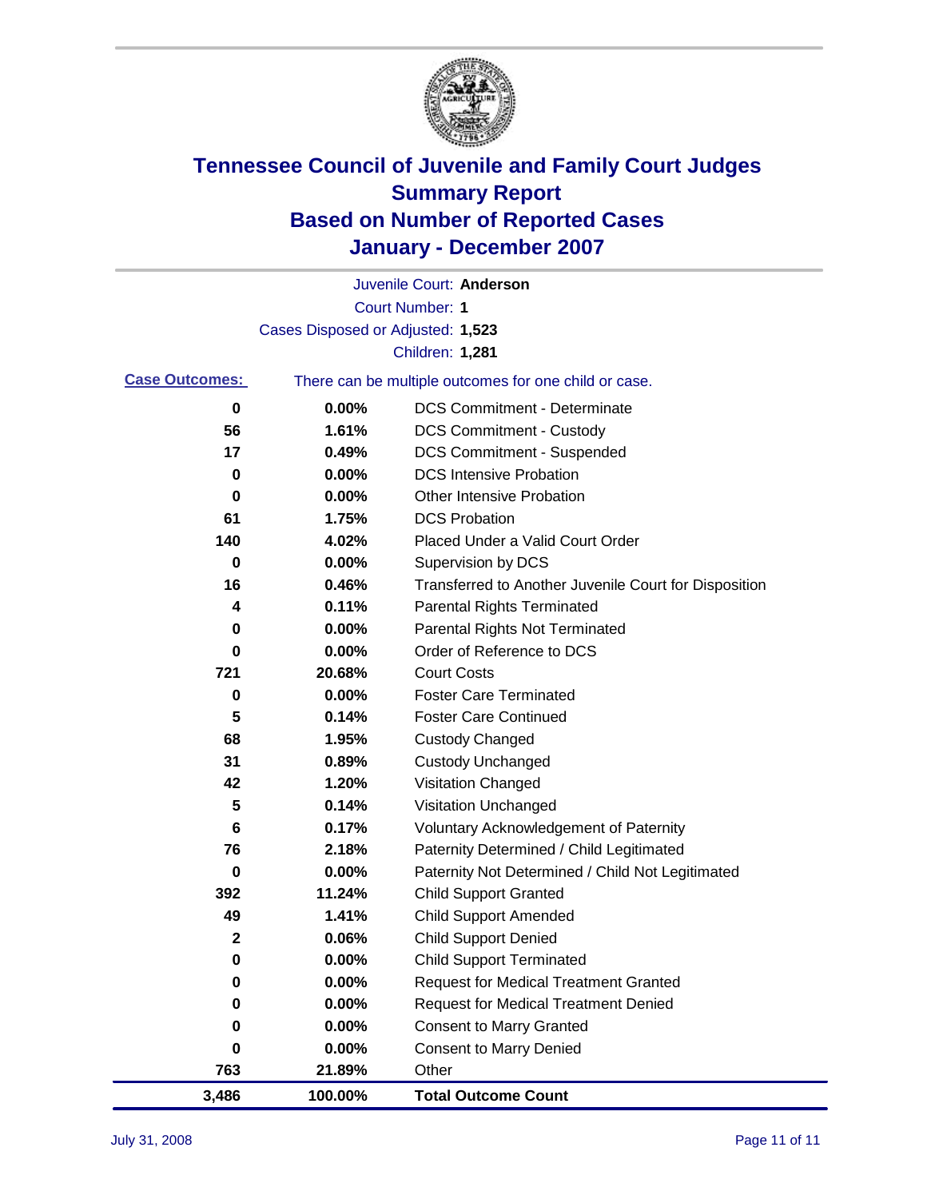# Tennessee Council of Juvenile and Family Court Judges
# Summary Report
# Based on Number of Reported Cases
# January - December 2007

Juvenile Court: **Anderson**

Court Number: **1**

Cases Disposed or Adjusted: **1,523**

Children: **1,281**

**Case Outcomes:** There can be multiple outcomes for one child or case.

| | | |
|---|---|---|
| 0 | 0.00% | DCS Commitment - Determinate |
| 56 | 1.61% | DCS Commitment - Custody |
| 17 | 0.49% | DCS Commitment - Suspended |
| 0 | 0.00% | DCS Intensive Probation |
| 0 | 0.00% | Other Intensive Probation |
| 61 | 1.75% | DCS Probation |
| 140 | 4.02% | Placed Under a Valid Court Order |
| 0 | 0.00% | Supervision by DCS |
| 16 | 0.46% | Transferred to Another Juvenile Court for Disposition |
| 4 | 0.11% | Parental Rights Terminated |
| 0 | 0.00% | Parental Rights Not Terminated |
| 0 | 0.00% | Order of Reference to DCS |
| 721 | 20.68% | Court Costs |
| 0 | 0.00% | Foster Care Terminated |
| 5 | 0.14% | Foster Care Continued |
| 68 | 1.95% | Custody Changed |
| 31 | 0.89% | Custody Unchanged |
| 42 | 1.20% | Visitation Changed |
| 5 | 0.14% | Visitation Unchanged |
| 6 | 0.17% | Voluntary Acknowledgement of Paternity |
| 76 | 2.18% | Paternity Determined / Child Legitimated |
| 0 | 0.00% | Paternity Not Determined / Child Not Legitimated |
| 392 | 11.24% | Child Support Granted |
| 49 | 1.41% | Child Support Amended |
| 2 | 0.06% | Child Support Denied |
| 0 | 0.00% | Child Support Terminated |
| 0 | 0.00% | Request for Medical Treatment Granted |
| 0 | 0.00% | Request for Medical Treatment Denied |
| 0 | 0.00% | Consent to Marry Granted |
| 0 | 0.00% | Consent to Marry Denied |
| 763 | 21.89% | Other |
| **3,486** | **100.00%** | **Total Outcome Count** |

July 31, 2008